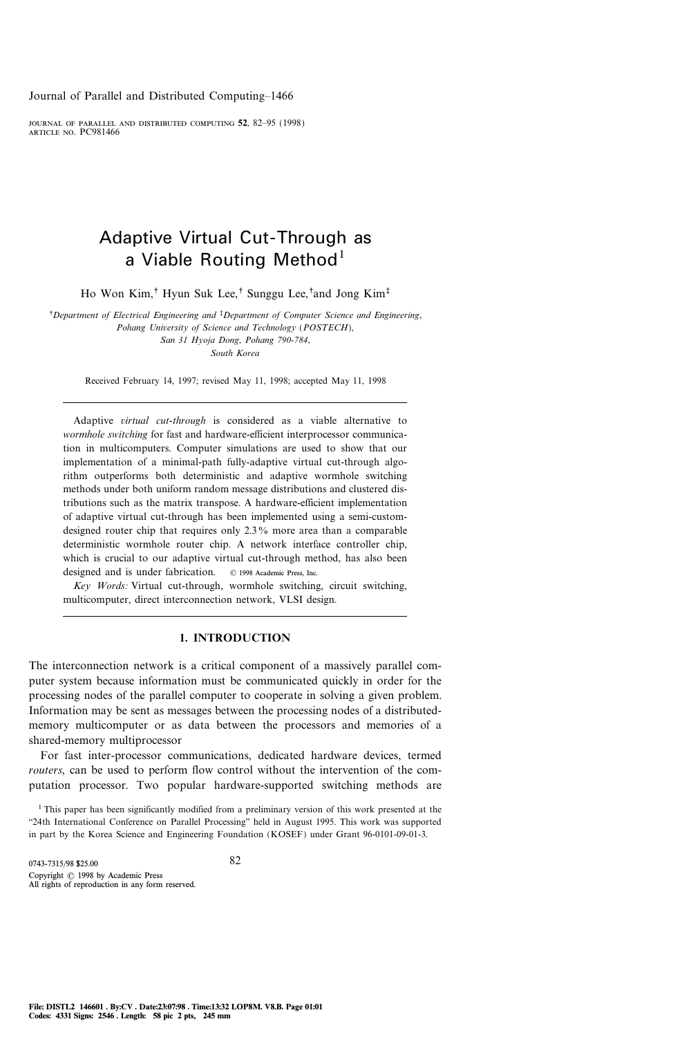# Adaptive Virtual Cut-Through as a Viable Routing Method[1]

Ho Won Kim,[†] Hyun Suk Lee,[†] Sunggu Lee,[†] and Jong Kim[‡]

[†]Department of Electrical Engineering and [‡]Department of Computer Science and Engineering, Pohang University of Science and Technology (POSTECH), San 31 Hyoja Dong, Pohang 790-784, South Korea

Received February 14, 1997; revised May 11, 1998; accepted May 11, 1998

---

Adaptive *virtual cut-through* is considered as a viable alternative to *wormhole switching* for fast and hardware-efficient interprocessor communication in multicomputers. Computer simulations are used to show that our implementation of a minimal-path fully-adaptive virtual cut-through algorithm outperforms both deterministic and adaptive wormhole switching methods under both uniform random message distributions and clustered distributions such as the matrix transpose. A hardware-efficient implementation of adaptive virtual cut-through has been implemented using a semi-custom-designed router chip that requires only 2.3% more area than a comparable deterministic wormhole router chip. A network interface controller chip, which is crucial to our adaptive virtual cut-through method, has also been designed and is under fabrication. © 1998 Academic Press, Inc.

*Key Words:* Virtual cut-through, wormhole switching, circuit switching, multicomputer, direct interconnection network, VLSI design.

---

## 1. INTRODUCTION

The interconnection network is a critical component of a massively parallel computer system because information must be communicated quickly in order for the processing nodes of the parallel computer to cooperate in solving a given problem. Information may be sent as messages between the processing nodes of a distributed-memory multicomputer or as data between the processors and memories of a shared-memory multiprocessor

For fast inter-processor communications, dedicated hardware devices, termed *routers*, can be used to perform flow control without the intervention of the computation processor. Two popular hardware-supported switching methods are

[1] This paper has been significantly modified from a preliminary version of this work presented at the "24th International Conference on Parallel Processing" held in August 1995. This work was supported in part by the Korea Science and Engineering Foundation (KOSEF) under Grant 96-0101-09-01-3.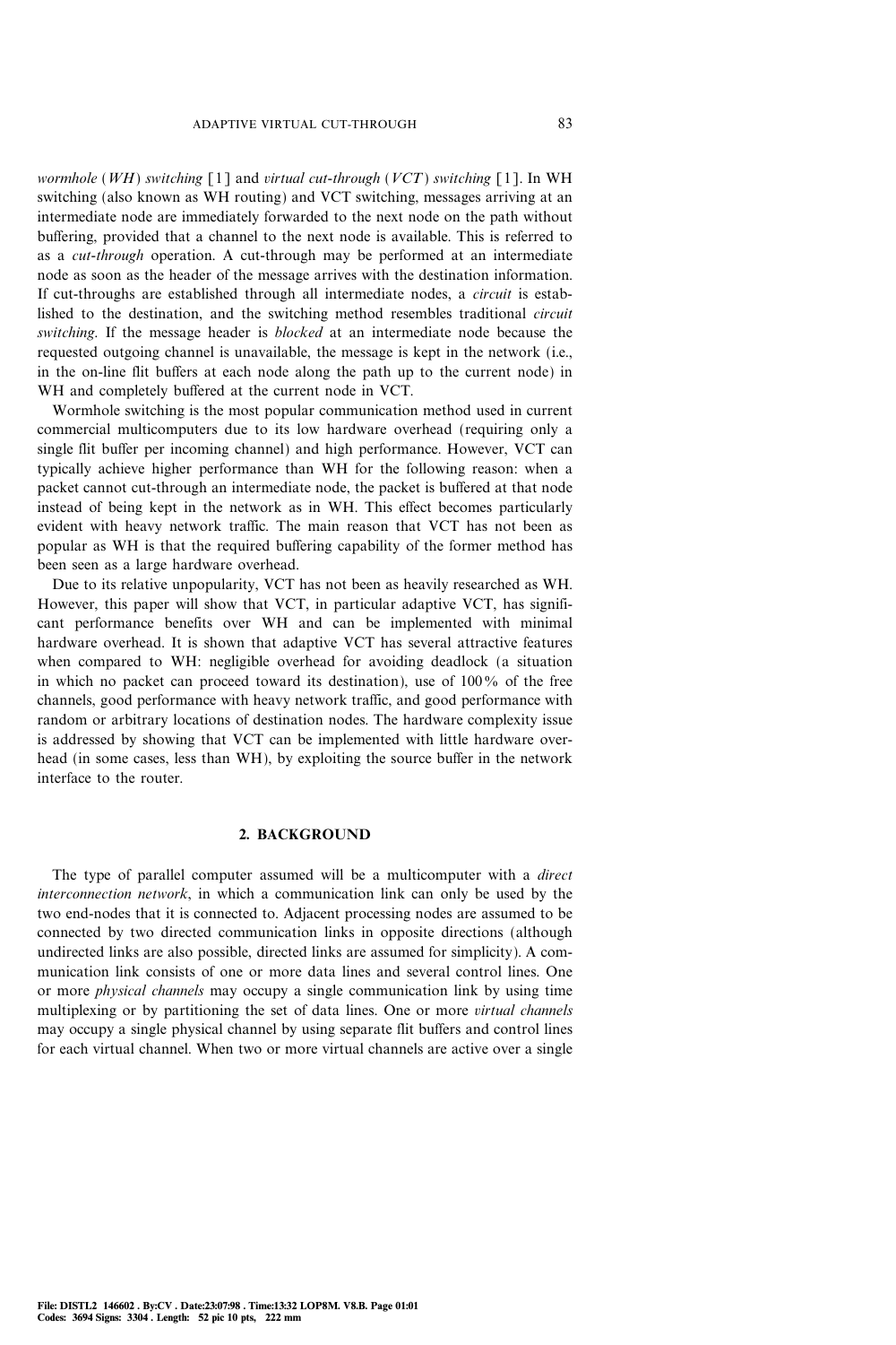*wormhole* (*WH*) *switching* [1] and *virtual cut-through* (*VCT*) *switching* [1]. In WH switching (also known as WH routing) and VCT switching, messages arriving at an intermediate node are immediately forwarded to the next node on the path without buffering, provided that a channel to the next node is available. This is referred to as a *cut-through* operation. A cut-through may be performed at an intermediate node as soon as the header of the message arrives with the destination information. If cut-throughs are established through all intermediate nodes, a *circuit* is established to the destination, and the switching method resembles traditional *circuit switching*. If the message header is *blocked* at an intermediate node because the requested outgoing channel is unavailable, the message is kept in the network (i.e., in the on-line flit buffers at each node along the path up to the current node) in WH and completely buffered at the current node in VCT.

Wormhole switching is the most popular communication method used in current commercial multicomputers due to its low hardware overhead (requiring only a single flit buffer per incoming channel) and high performance. However, VCT can typically achieve higher performance than WH for the following reason: when a packet cannot cut-through an intermediate node, the packet is buffered at that node instead of being kept in the network as in WH. This effect becomes particularly evident with heavy network traffic. The main reason that VCT has not been as popular as WH is that the required buffering capability of the former method has been seen as a large hardware overhead.

Due to its relative unpopularity, VCT has not been as heavily researched as WH. However, this paper will show that VCT, in particular adaptive VCT, has significant performance benefits over WH and can be implemented with minimal hardware overhead. It is shown that adaptive VCT has several attractive features when compared to WH: negligible overhead for avoiding deadlock (a situation in which no packet can proceed toward its destination), use of 100% of the free channels, good performance with heavy network traffic, and good performance with random or arbitrary locations of destination nodes. The hardware complexity issue is addressed by showing that VCT can be implemented with little hardware overhead (in some cases, less than WH), by exploiting the source buffer in the network interface to the router.

## 2. BACKGROUND

The type of parallel computer assumed will be a multicomputer with a *direct interconnection network*, in which a communication link can only be used by the two end-nodes that it is connected to. Adjacent processing nodes are assumed to be connected by two directed communication links in opposite directions (although undirected links are also possible, directed links are assumed for simplicity). A communication link consists of one or more data lines and several control lines. One or more *physical channels* may occupy a single communication link by using time multiplexing or by partitioning the set of data lines. One or more *virtual channels* may occupy a single physical channel by using separate flit buffers and control lines for each virtual channel. When two or more virtual channels are active over a single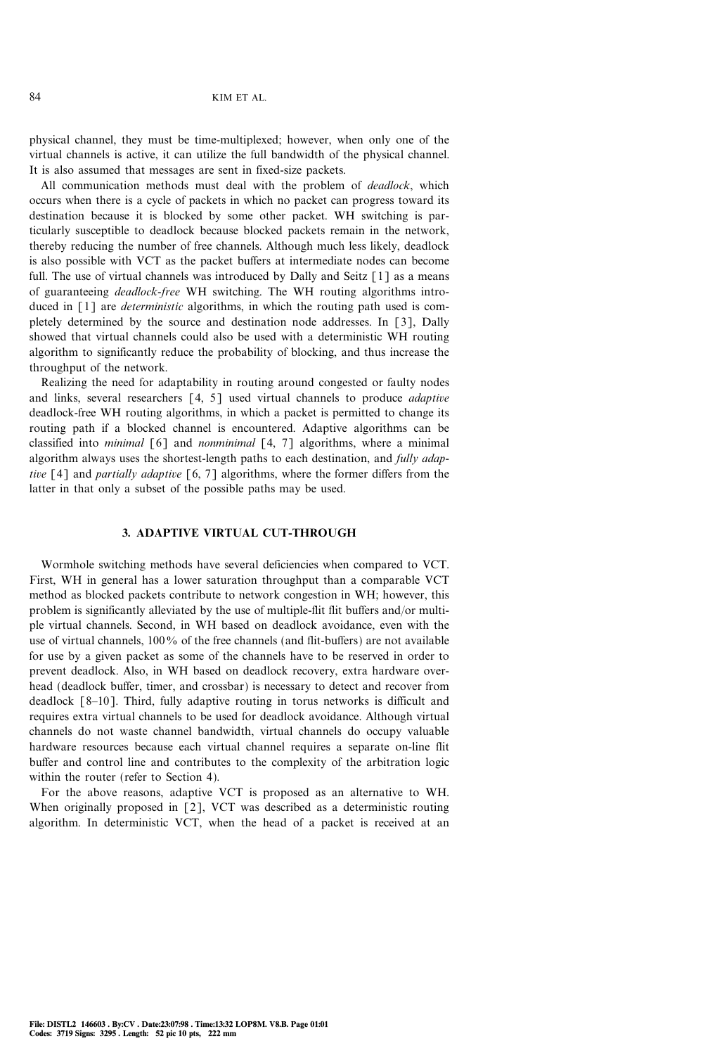physical channel, they must be time-multiplexed; however, when only one of the virtual channels is active, it can utilize the full bandwidth of the physical channel. It is also assumed that messages are sent in fixed-size packets.

All communication methods must deal with the problem of *deadlock*, which occurs when there is a cycle of packets in which no packet can progress toward its destination because it is blocked by some other packet. WH switching is particularly susceptible to deadlock because blocked packets remain in the network, thereby reducing the number of free channels. Although much less likely, deadlock is also possible with VCT as the packet buffers at intermediate nodes can become full. The use of virtual channels was introduced by Dally and Seitz [1] as a means of guaranteeing *deadlock-free* WH switching. The WH routing algorithms introduced in [1] are *deterministic* algorithms, in which the routing path used is completely determined by the source and destination node addresses. In [3], Dally showed that virtual channels could also be used with a deterministic WH routing algorithm to significantly reduce the probability of blocking, and thus increase the throughput of the network.

Realizing the need for adaptability in routing around congested or faulty nodes and links, several researchers [4, 5] used virtual channels to produce *adaptive* deadlock-free WH routing algorithms, in which a packet is permitted to change its routing path if a blocked channel is encountered. Adaptive algorithms can be classified into *minimal* [6] and *nonminimal* [4, 7] algorithms, where a minimal algorithm always uses the shortest-length paths to each destination, and *fully adaptive* [4] and *partially adaptive* [6, 7] algorithms, where the former differs from the latter in that only a subset of the possible paths may be used.

## 3. ADAPTIVE VIRTUAL CUT-THROUGH

Wormhole switching methods have several deficiencies when compared to VCT. First, WH in general has a lower saturation throughput than a comparable VCT method as blocked packets contribute to network congestion in WH; however, this problem is significantly alleviated by the use of multiple-flit flit buffers and/or multiple virtual channels. Second, in WH based on deadlock avoidance, even with the use of virtual channels, 100% of the free channels (and flit-buffers) are not available for use by a given packet as some of the channels have to be reserved in order to prevent deadlock. Also, in WH based on deadlock recovery, extra hardware overhead (deadlock buffer, timer, and crossbar) is necessary to detect and recover from deadlock [8–10]. Third, fully adaptive routing in torus networks is difficult and requires extra virtual channels to be used for deadlock avoidance. Although virtual channels do not waste channel bandwidth, virtual channels do occupy valuable hardware resources because each virtual channel requires a separate on-line flit buffer and control line and contributes to the complexity of the arbitration logic within the router (refer to Section 4).

For the above reasons, adaptive VCT is proposed as an alternative to WH. When originally proposed in [2], VCT was described as a deterministic routing algorithm. In deterministic VCT, when the head of a packet is received at an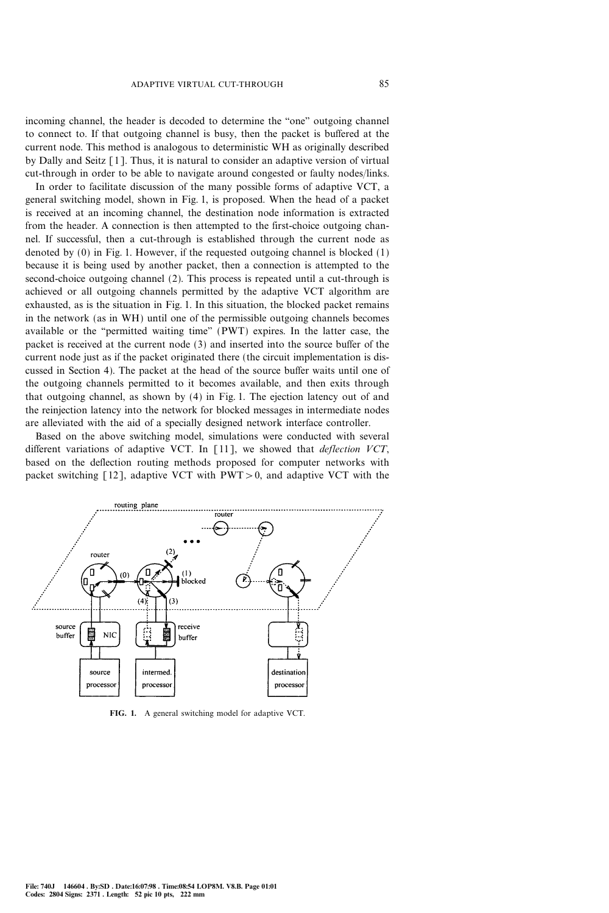incoming channel, the header is decoded to determine the "one" outgoing channel to connect to. If that outgoing channel is busy, then the packet is buffered at the current node. This method is analogous to deterministic WH as originally described by Dally and Seitz [1]. Thus, it is natural to consider an adaptive version of virtual cut-through in order to be able to navigate around congested or faulty nodes/links.

In order to facilitate discussion of the many possible forms of adaptive VCT, a general switching model, shown in Fig. 1, is proposed. When the head of a packet is received at an incoming channel, the destination node information is extracted from the header. A connection is then attempted to the first-choice outgoing channel. If successful, then a cut-through is established through the current node as denoted by (0) in Fig. 1. However, if the requested outgoing channel is blocked (1) because it is being used by another packet, then a connection is attempted to the second-choice outgoing channel (2). This process is repeated until a cut-through is achieved or all outgoing channels permitted by the adaptive VCT algorithm are exhausted, as is the situation in Fig. 1. In this situation, the blocked packet remains in the network (as in WH) until one of the permissible outgoing channels becomes available or the "permitted waiting time" (PWT) expires. In the latter case, the packet is received at the current node (3) and inserted into the source buffer of the current node just as if the packet originated there (the circuit implementation is discussed in Section 4). The packet at the head of the source buffer waits until one of the outgoing channels permitted to it becomes available, and then exits through that outgoing channel, as shown by (4) in Fig. 1. The ejection latency out of and the reinjection latency into the network for blocked messages in intermediate nodes are alleviated with the aid of a specially designed network interface controller.

Based on the above switching model, simulations were conducted with several different variations of adaptive VCT. In [11], we showed that *deflection VCT*, based on the deflection routing methods proposed for computer networks with packet switching [12], adaptive VCT with $PWT > 0$, and adaptive VCT with the

routing plane
router
router
(2)
(0)
(1) blocked
(4)
(3)
source buffer
NIC
receive buffer
source processor
intermed. processor
destination processor

**FIG. 1.** A general switching model for adaptive VCT.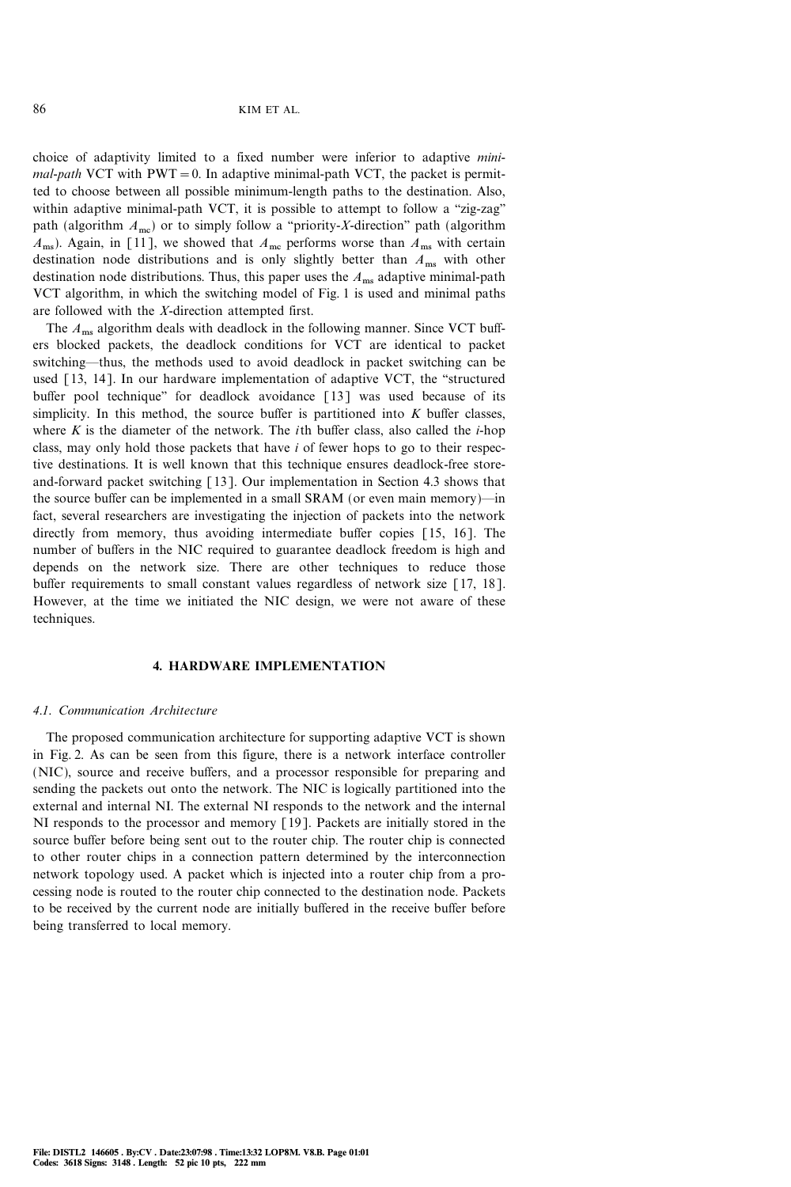choice of adaptivity limited to a fixed number were inferior to adaptive *minimal-path* VCT with PWT = 0. In adaptive minimal-path VCT, the packet is permitted to choose between all possible minimum-length paths to the destination. Also, within adaptive minimal-path VCT, it is possible to attempt to follow a "zig-zag" path (algorithm $A_{mc}$) or to simply follow a "priority-$X$-direction" path (algorithm $A_{ms}$). Again, in [11], we showed that $A_{mc}$ performs worse than $A_{ms}$ with certain destination node distributions and is only slightly better than $A_{ms}$ with other destination node distributions. Thus, this paper uses the $A_{ms}$ adaptive minimal-path VCT algorithm, in which the switching model of Fig. 1 is used and minimal paths are followed with the $X$-direction attempted first.

The $A_{ms}$ algorithm deals with deadlock in the following manner. Since VCT buffers blocked packets, the deadlock conditions for VCT are identical to packet switching—thus, the methods used to avoid deadlock in packet switching can be used [13, 14]. In our hardware implementation of adaptive VCT, the "structured buffer pool technique" for deadlock avoidance [13] was used because of its simplicity. In this method, the source buffer is partitioned into $K$ buffer classes, where $K$ is the diameter of the network. The $i$th buffer class, also called the $i$-hop class, may only hold those packets that have $i$ of fewer hops to go to their respective destinations. It is well known that this technique ensures deadlock-free store-and-forward packet switching [13]. Our implementation in Section 4.3 shows that the source buffer can be implemented in a small SRAM (or even main memory)—in fact, several researchers are investigating the injection of packets into the network directly from memory, thus avoiding intermediate buffer copies [15, 16]. The number of buffers in the NIC required to guarantee deadlock freedom is high and depends on the network size. There are other techniques to reduce those buffer requirements to small constant values regardless of network size [17, 18]. However, at the time we initiated the NIC design, we were not aware of these techniques.

## 4. HARDWARE IMPLEMENTATION

### *4.1. Communication Architecture*

The proposed communication architecture for supporting adaptive VCT is shown in Fig. 2. As can be seen from this figure, there is a network interface controller (NIC), source and receive buffers, and a processor responsible for preparing and sending the packets out onto the network. The NIC is logically partitioned into the external and internal NI. The external NI responds to the network and the internal NI responds to the processor and memory [19]. Packets are initially stored in the source buffer before being sent out to the router chip. The router chip is connected to other router chips in a connection pattern determined by the interconnection network topology used. A packet which is injected into a router chip from a processing node is routed to the router chip connected to the destination node. Packets to be received by the current node are initially buffered in the receive buffer before being transferred to local memory.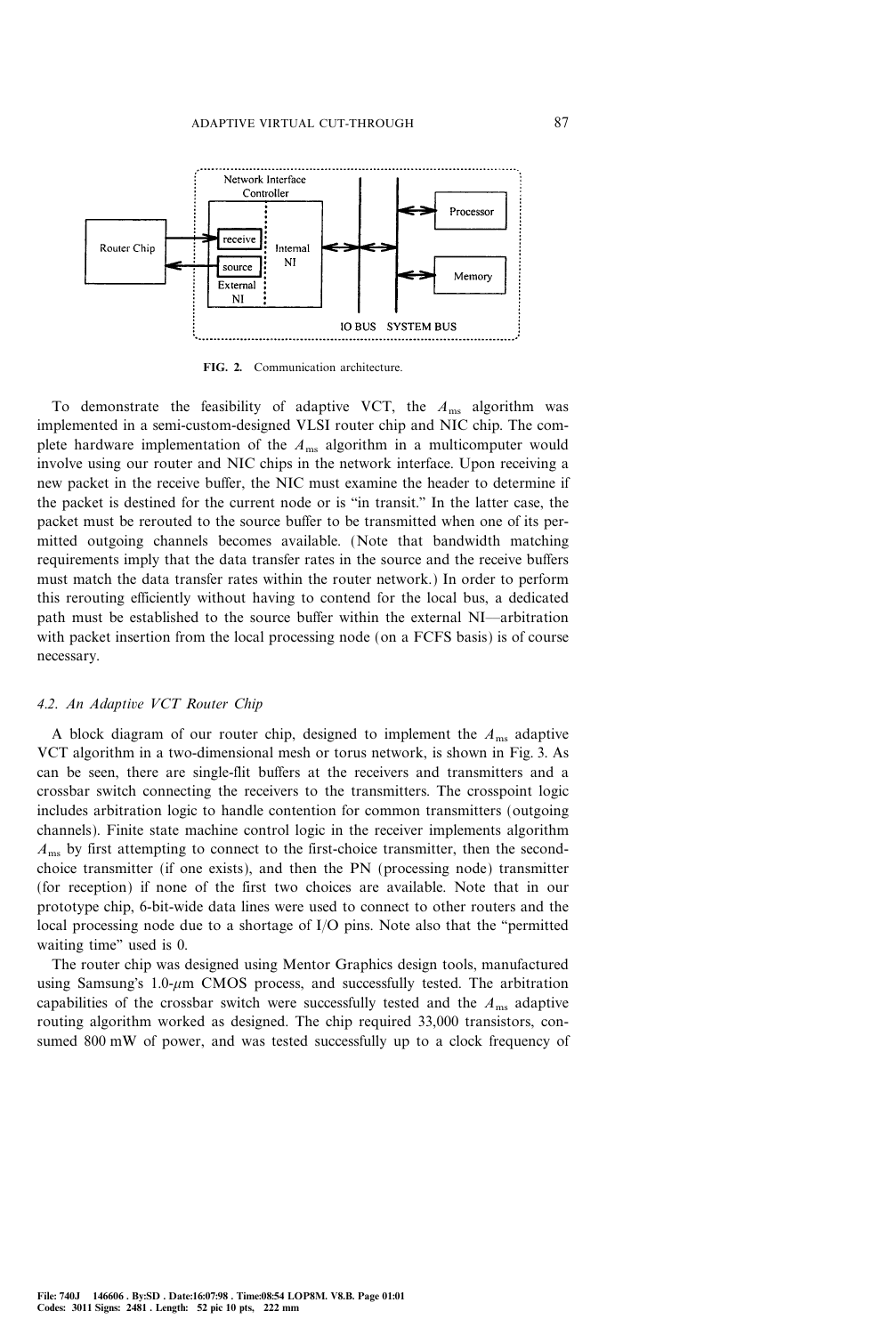Network Interface Controller

Router Chip

receive

source

Internal NI

External NI

Processor

Memory

IO BUS SYSTEM BUS

**FIG. 2.** Communication architecture.

To demonstrate the feasibility of adaptive VCT, the $A_{ms}$ algorithm was implemented in a semi-custom-designed VLSI router chip and NIC chip. The complete hardware implementation of the $A_{ms}$ algorithm in a multicomputer would involve using our router and NIC chips in the network interface. Upon receiving a new packet in the receive buffer, the NIC must examine the header to determine if the packet is destined for the current node or is "in transit." In the latter case, the packet must be rerouted to the source buffer to be transmitted when one of its permitted outgoing channels becomes available. (Note that bandwidth matching requirements imply that the data transfer rates in the source and the receive buffers must match the data transfer rates within the router network.) In order to perform this rerouting efficiently without having to contend for the local bus, a dedicated path must be established to the source buffer within the external NI—arbitration with packet insertion from the local processing node (on a FCFS basis) is of course necessary.

### *4.2. An Adaptive VCT Router Chip*

A block diagram of our router chip, designed to implement the $A_{ms}$ adaptive VCT algorithm in a two-dimensional mesh or torus network, is shown in Fig. 3. As can be seen, there are single-flit buffers at the receivers and transmitters and a crossbar switch connecting the receivers to the transmitters. The crosspoint logic includes arbitration logic to handle contention for common transmitters (outgoing channels). Finite state machine control logic in the receiver implements algorithm $A_{ms}$ by first attempting to connect to the first-choice transmitter, then the second-choice transmitter (if one exists), and then the PN (processing node) transmitter (for reception) if none of the first two choices are available. Note that in our prototype chip, 6-bit-wide data lines were used to connect to other routers and the local processing node due to a shortage of I/O pins. Note also that the "permitted waiting time" used is 0.

The router chip was designed using Mentor Graphics design tools, manufactured using Samsung's 1.0-$\mu$m CMOS process, and successfully tested. The arbitration capabilities of the crossbar switch were successfully tested and the $A_{ms}$ adaptive routing algorithm worked as designed. The chip required 33,000 transistors, consumed 800 mW of power, and was tested successfully up to a clock frequency of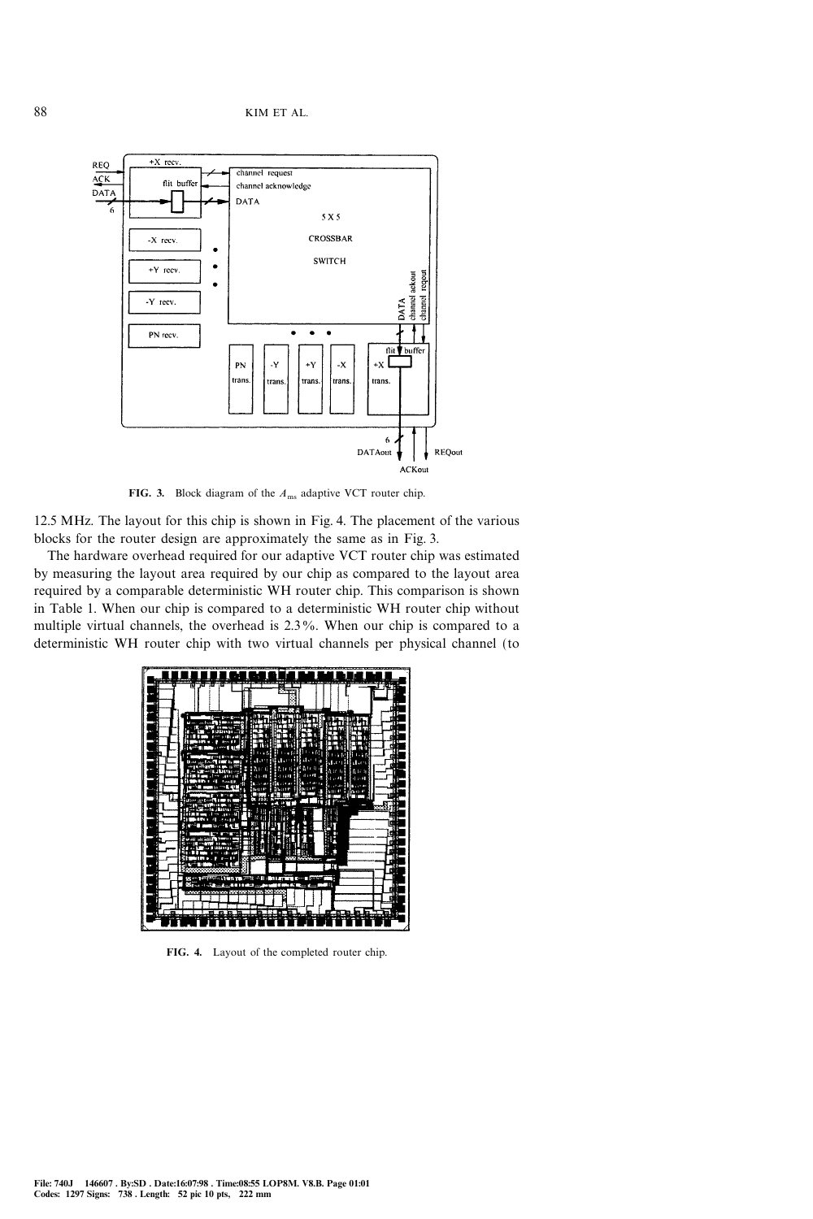FIG. 3. Block diagram of the $A_{ms}$ adaptive VCT router chip.

12.5 MHz. The layout for this chip is shown in Fig. 4. The placement of the various blocks for the router design are approximately the same as in Fig. 3.

The hardware overhead required for our adaptive VCT router chip was estimated by measuring the layout area required by our chip as compared to the layout area required by a comparable deterministic WH router chip. This comparison is shown in Table 1. When our chip is compared to a deterministic WH router chip without multiple virtual channels, the overhead is 2.3%. When our chip is compared to a deterministic WH router chip with two virtual channels per physical channel (to

FIG. 4. Layout of the completed router chip.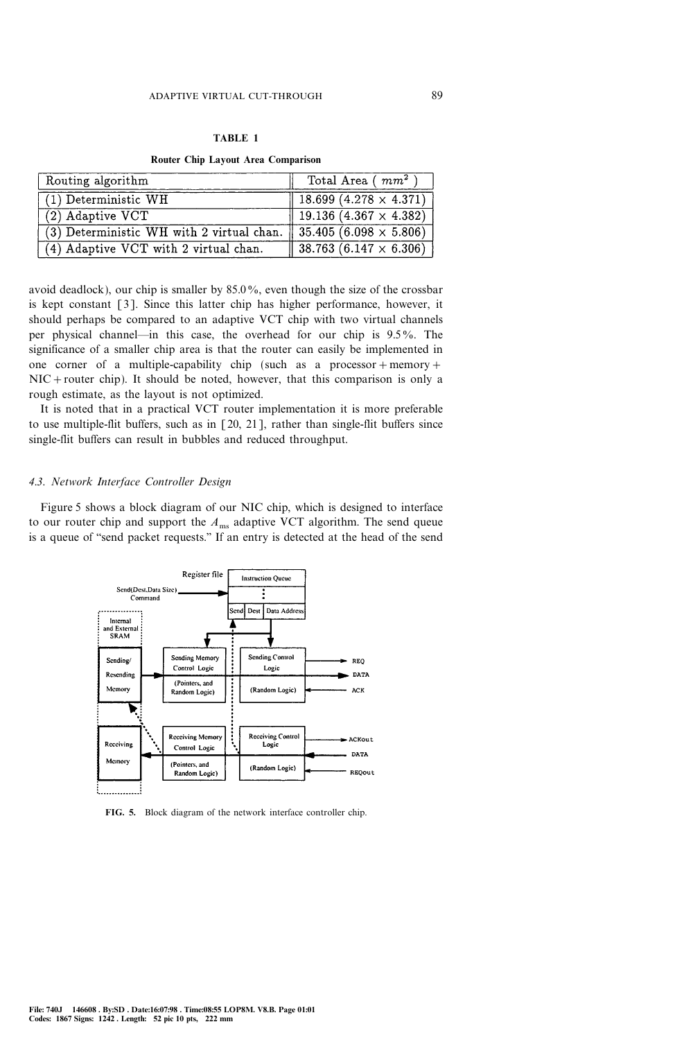**TABLE 1**

**Router Chip Layout Area Comparison**

| Routing algorithm | Total Area ( $mm^2$ ) |
|---|---|
| (1) Deterministic WH | 18.699 (4.278 × 4.371) |
| (2) Adaptive VCT | 19.136 (4.367 × 4.382) |
| (3) Deterministic WH with 2 virtual chan. | 35.405 (6.098 × 5.806) |
| (4) Adaptive VCT with 2 virtual chan. | 38.763 (6.147 × 6.306) |

avoid deadlock), our chip is smaller by 85.0%, even though the size of the crossbar is kept constant [3]. Since this latter chip has higher performance, however, it should perhaps be compared to an adaptive VCT chip with two virtual channels per physical channel—in this case, the overhead for our chip is 9.5%. The significance of a smaller chip area is that the router can easily be implemented in one corner of a multiple-capability chip (such as a processor + memory + NIC + router chip). It should be noted, however, that this comparison is only a rough estimate, as the layout is not optimized.

It is noted that in a practical VCT router implementation it is more preferable to use multiple-flit buffers, such as in [20, 21], rather than single-flit buffers since single-flit buffers can result in bubbles and reduced throughput.

### *4.3. Network Interface Controller Design*

Figure 5 shows a block diagram of our NIC chip, which is designed to interface to our router chip and support the $A_{ms}$ adaptive VCT algorithm. The send queue is a queue of "send packet requests." If an entry is detected at the head of the send

**FIG. 5.** Block diagram of the network interface controller chip.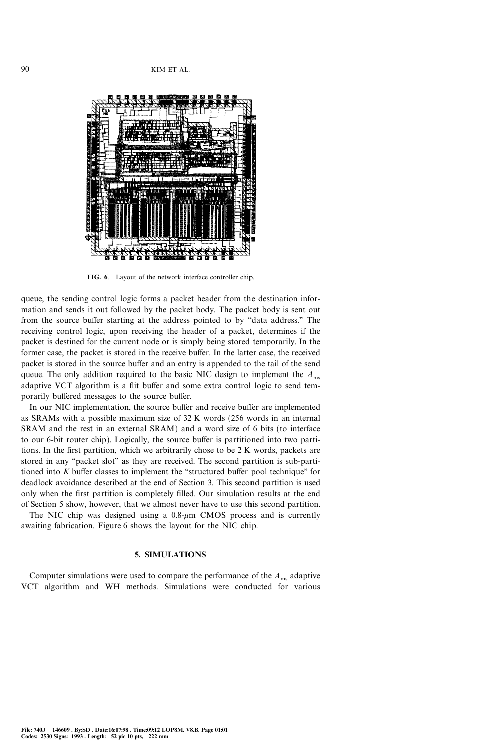FIG. 6. Layout of the network interface controller chip.

queue, the sending control logic forms a packet header from the destination information and sends it out followed by the packet body. The packet body is sent out from the source buffer starting at the address pointed to by "data address." The receiving control logic, upon receiving the header of a packet, determines if the packet is destined for the current node or is simply being stored temporarily. In the former case, the packet is stored in the receive buffer. In the latter case, the received packet is stored in the source buffer and an entry is appended to the tail of the send queue. The only addition required to the basic NIC design to implement the $A_{ms}$ adaptive VCT algorithm is a flit buffer and some extra control logic to send temporarily buffered messages to the source buffer.

In our NIC implementation, the source buffer and receive buffer are implemented as SRAMs with a possible maximum size of 32 K words (256 words in an internal SRAM and the rest in an external SRAM) and a word size of 6 bits (to interface to our 6-bit router chip). Logically, the source buffer is partitioned into two partitions. In the first partition, which we arbitrarily chose to be 2 K words, packets are stored in any "packet slot" as they are received. The second partition is sub-partitioned into $K$ buffer classes to implement the "structured buffer pool technique" for deadlock avoidance described at the end of Section 3. This second partition is used only when the first partition is completely filled. Our simulation results at the end of Section 5 show, however, that we almost never have to use this second partition.

The NIC chip was designed using a 0.8-$\mu$m CMOS process and is currently awaiting fabrication. Figure 6 shows the layout for the NIC chip.

## 5. SIMULATIONS

Computer simulations were used to compare the performance of the $A_{ms}$ adaptive VCT algorithm and WH methods. Simulations were conducted for various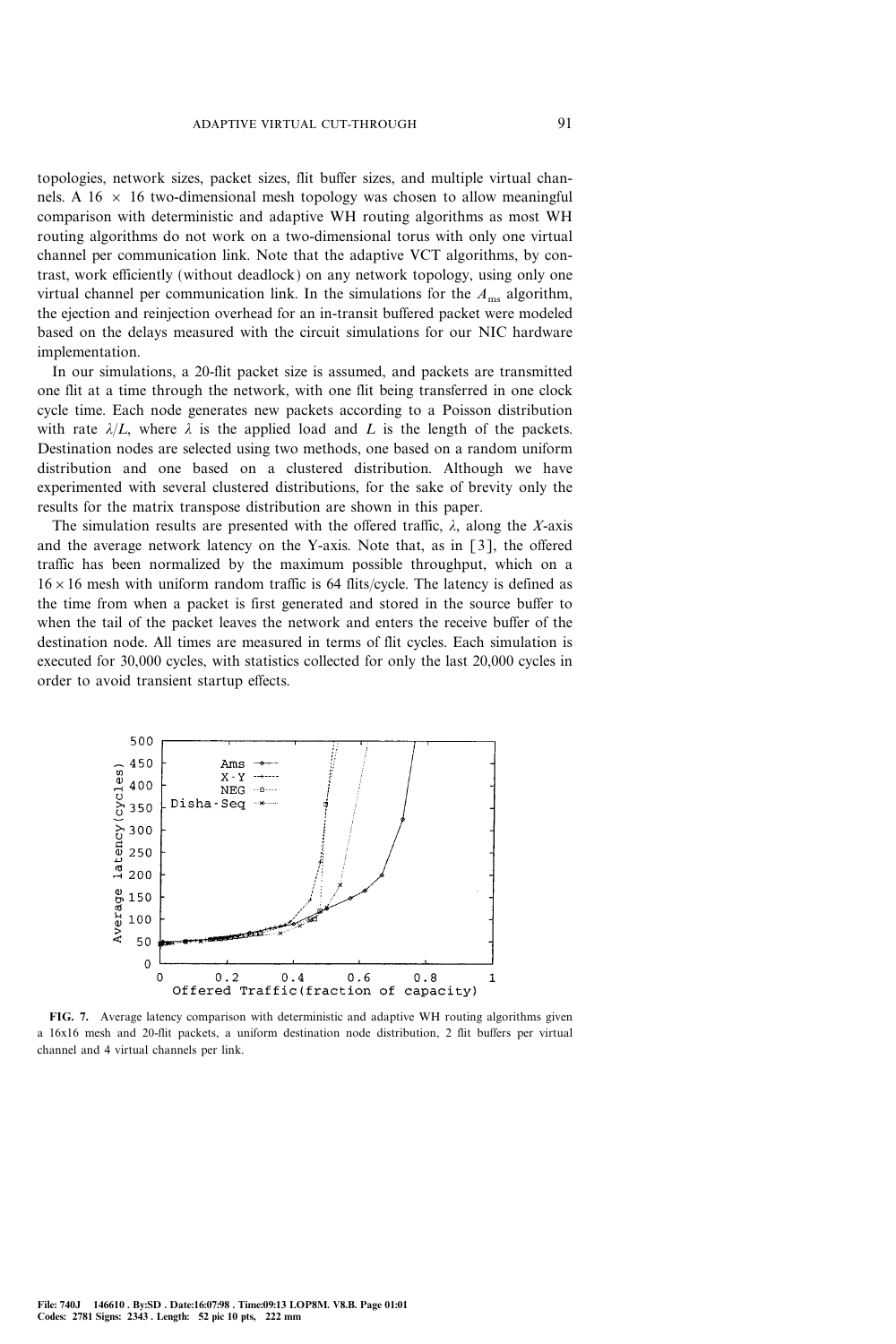topologies, network sizes, packet sizes, flit buffer sizes, and multiple virtual channels. A 16 × 16 two-dimensional mesh topology was chosen to allow meaningful comparison with deterministic and adaptive WH routing algorithms as most WH routing algorithms do not work on a two-dimensional torus with only one virtual channel per communication link. Note that the adaptive VCT algorithms, by contrast, work efficiently (without deadlock) on any network topology, using only one virtual channel per communication link. In the simulations for the $A_{ms}$ algorithm, the ejection and reinjection overhead for an in-transit buffered packet were modeled based on the delays measured with the circuit simulations for our NIC hardware implementation.

In our simulations, a 20-flit packet size is assumed, and packets are transmitted one flit at a time through the network, with one flit being transferred in one clock cycle time. Each node generates new packets according to a Poisson distribution with rate $\lambda/L$, where $\lambda$ is the applied load and $L$ is the length of the packets. Destination nodes are selected using two methods, one based on a random uniform distribution and one based on a clustered distribution. Although we have experimented with several clustered distributions, for the sake of brevity only the results for the matrix transpose distribution are shown in this paper.

The simulation results are presented with the offered traffic, $\lambda$, along the $X$-axis and the average network latency on the Y-axis. Note that, as in [3], the offered traffic has been normalized by the maximum possible throughput, which on a $16 \times 16$ mesh with uniform random traffic is 64 flits/cycle. The latency is defined as the time from when a packet is first generated and stored in the source buffer to when the tail of the packet leaves the network and enters the receive buffer of the destination node. All times are measured in terms of flit cycles. Each simulation is executed for 30,000 cycles, with statistics collected for only the last 20,000 cycles in order to avoid transient startup effects.

**FIG. 7.** Average latency comparison with deterministic and adaptive WH routing algorithms given a 16x16 mesh and 20-flit packets, a uniform destination node distribution, 2 flit buffers per virtual channel and 4 virtual channels per link.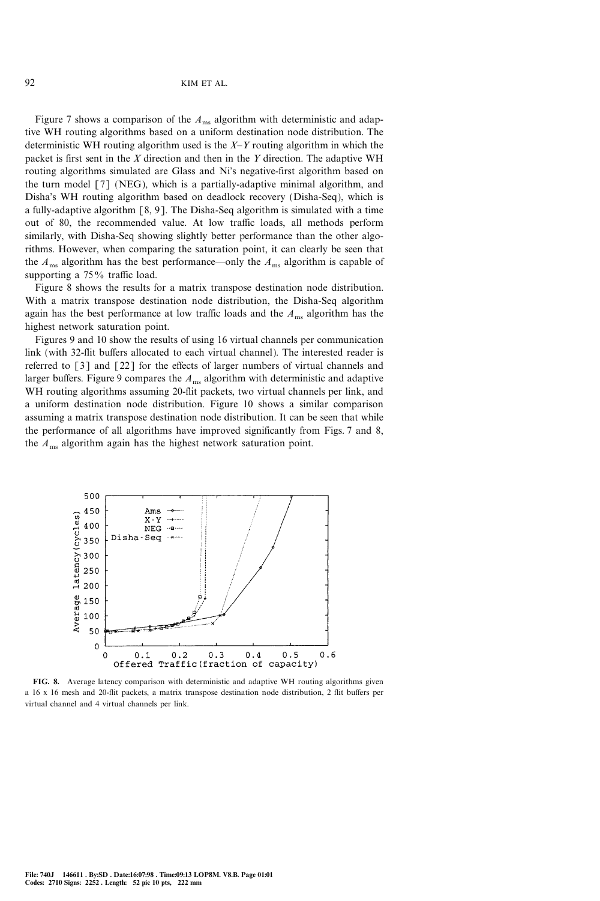Figure 7 shows a comparison of the $A_{ms}$ algorithm with deterministic and adaptive WH routing algorithms based on a uniform destination node distribution. The deterministic WH routing algorithm used is the $X$–$Y$ routing algorithm in which the packet is first sent in the $X$ direction and then in the $Y$ direction. The adaptive WH routing algorithms simulated are Glass and Ni's negative-first algorithm based on the turn model [7] (NEG), which is a partially-adaptive minimal algorithm, and Disha's WH routing algorithm based on deadlock recovery (Disha-Seq), which is a fully-adaptive algorithm [8, 9]. The Disha-Seq algorithm is simulated with a time out of 80, the recommended value. At low traffic loads, all methods perform similarly, with Disha-Seq showing slightly better performance than the other algorithms. However, when comparing the saturation point, it can clearly be seen that the $A_{ms}$ algorithm has the best performance—only the $A_{ms}$ algorithm is capable of supporting a 75% traffic load.

Figure 8 shows the results for a matrix transpose destination node distribution. With a matrix transpose destination node distribution, the Disha-Seq algorithm again has the best performance at low traffic loads and the $A_{ms}$ algorithm has the highest network saturation point.

Figures 9 and 10 show the results of using 16 virtual channels per communication link (with 32-flit buffers allocated to each virtual channel). The interested reader is referred to [3] and [22] for the effects of larger numbers of virtual channels and larger buffers. Figure 9 compares the $A_{ms}$ algorithm with deterministic and adaptive WH routing algorithms assuming 20-flit packets, two virtual channels per link, and a uniform destination node distribution. Figure 10 shows a similar comparison assuming a matrix transpose destination node distribution. It can be seen that while the performance of all algorithms have improved significantly from Figs. 7 and 8, the $A_{ms}$ algorithm again has the highest network saturation point.

Average latency(cycles)
500
450
400
350
300
250
200
150
100
50
0

Ams
X-Y
NEG
Disha-Seq

0 0.1 0.2 0.3 0.4 0.5 0.6
Offered Traffic(fraction of capacity)

**FIG. 8.** Average latency comparison with deterministic and adaptive WH routing algorithms given a 16 x 16 mesh and 20-flit packets, a matrix transpose destination node distribution, 2 flit buffers per virtual channel and 4 virtual channels per link.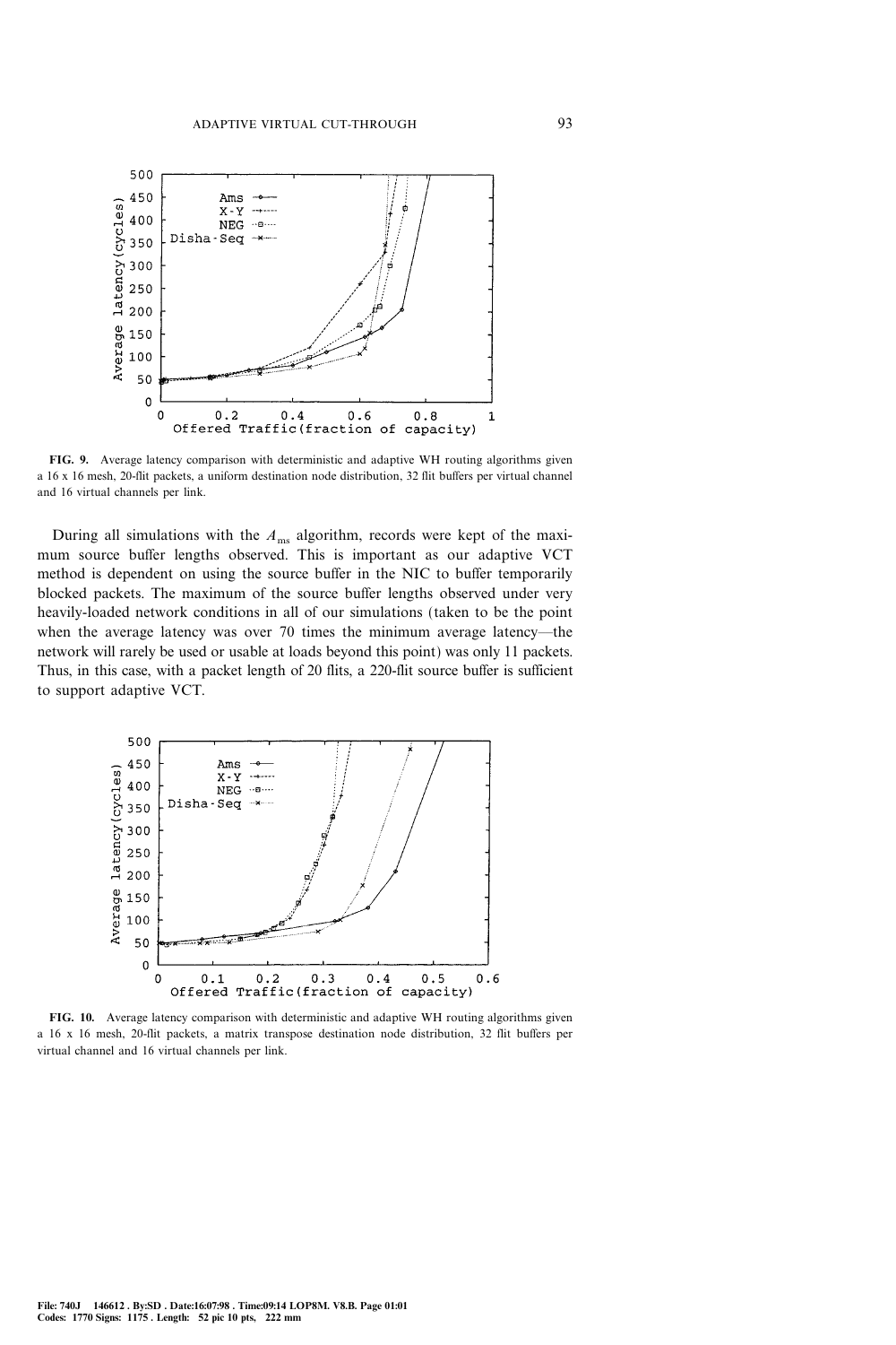500
450
400
350
300
250
200
150
100
50
0
Average latency(cycles)
Ams
X-Y
NEG
Disha-Seq
0
0.2
0.4
0.6
0.8
1
Offered Traffic(fraction of capacity)

**FIG. 9.** Average latency comparison with deterministic and adaptive WH routing algorithms given a 16 x 16 mesh, 20-flit packets, a uniform destination node distribution, 32 flit buffers per virtual channel and 16 virtual channels per link.

During all simulations with the $A_{ms}$ algorithm, records were kept of the maximum source buffer lengths observed. This is important as our adaptive VCT method is dependent on using the source buffer in the NIC to buffer temporarily blocked packets. The maximum of the source buffer lengths observed under very heavily-loaded network conditions in all of our simulations (taken to be the point when the average latency was over 70 times the minimum average latency—the network will rarely be used or usable at loads beyond this point) was only 11 packets. Thus, in this case, with a packet length of 20 flits, a 220-flit source buffer is sufficient to support adaptive VCT.

500
450
400
350
300
250
200
150
100
50
0
Average latency(cycles)
Ams
X-Y
NEG
Disha-Seq
0
0.1
0.2
0.3
0.4
0.5
0.6
Offered Traffic(fraction of capacity)

**FIG. 10.** Average latency comparison with deterministic and adaptive WH routing algorithms given a 16 x 16 mesh, 20-flit packets, a matrix transpose destination node distribution, 32 flit buffers per virtual channel and 16 virtual channels per link.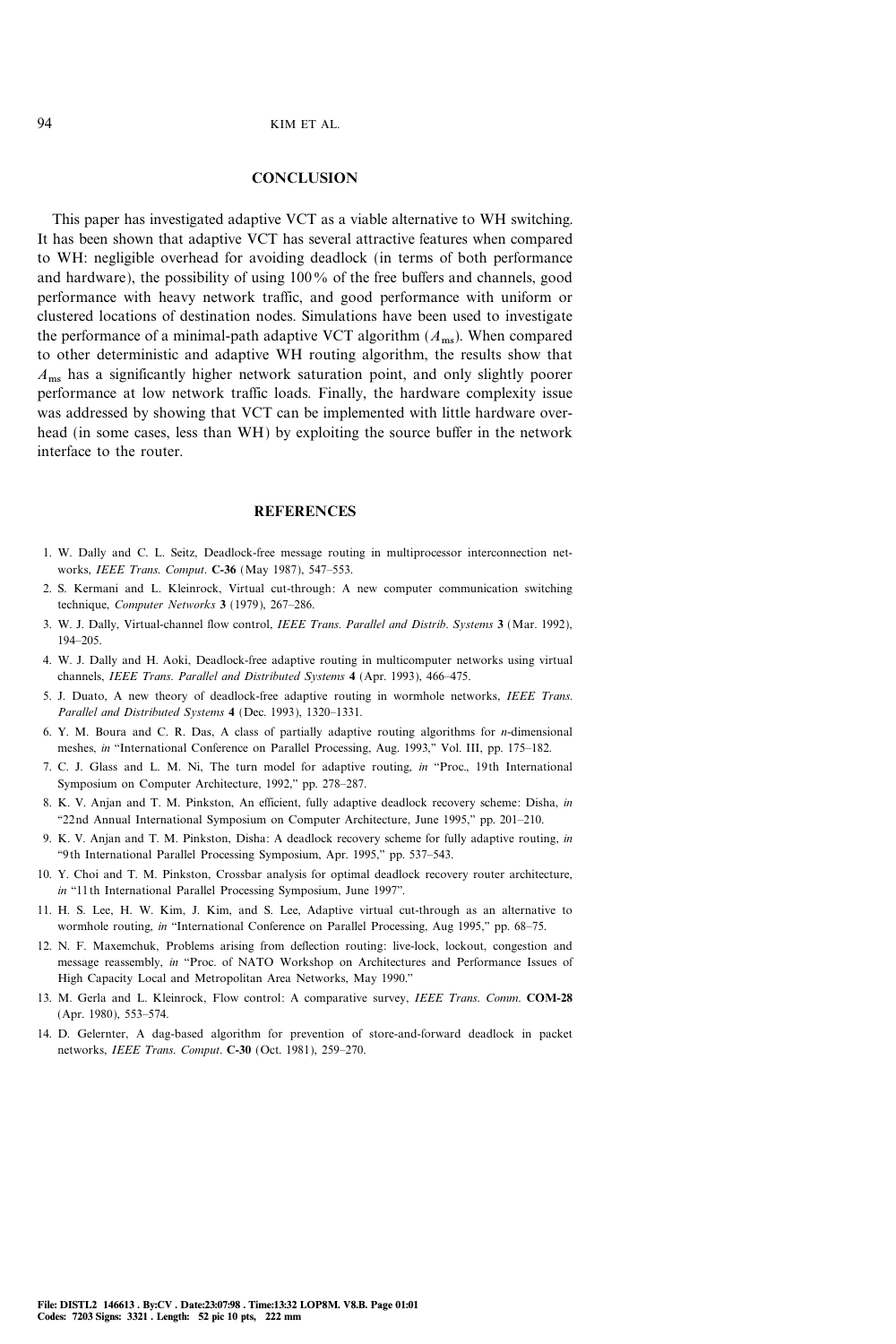## CONCLUSION

This paper has investigated adaptive VCT as a viable alternative to WH switching. It has been shown that adaptive VCT has several attractive features when compared to WH: negligible overhead for avoiding deadlock (in terms of both performance and hardware), the possibility of using 100% of the free buffers and channels, good performance with heavy network traffic, and good performance with uniform or clustered locations of destination nodes. Simulations have been used to investigate the performance of a minimal-path adaptive VCT algorithm ($A_{ms}$). When compared to other deterministic and adaptive WH routing algorithm, the results show that $A_{ms}$ has a significantly higher network saturation point, and only slightly poorer performance at low network traffic loads. Finally, the hardware complexity issue was addressed by showing that VCT can be implemented with little hardware overhead (in some cases, less than WH) by exploiting the source buffer in the network interface to the router.

## REFERENCES

1. W. Dally and C. L. Seitz, Deadlock-free message routing in multiprocessor interconnection networks, *IEEE Trans. Comput.* **C-36** (May 1987), 547–553.
2. S. Kermani and L. Kleinrock, Virtual cut-through: A new computer communication switching technique, *Computer Networks* **3** (1979), 267–286.
3. W. J. Dally, Virtual-channel flow control, *IEEE Trans. Parallel and Distrib. Systems* **3** (Mar. 1992), 194–205.
4. W. J. Dally and H. Aoki, Deadlock-free adaptive routing in multicomputer networks using virtual channels, *IEEE Trans. Parallel and Distributed Systems* **4** (Apr. 1993), 466–475.
5. J. Duato, A new theory of deadlock-free adaptive routing in wormhole networks, *IEEE Trans. Parallel and Distributed Systems* **4** (Dec. 1993), 1320–1331.
6. Y. M. Boura and C. R. Das, A class of partially adaptive routing algorithms for *n*-dimensional meshes, *in* "International Conference on Parallel Processing, Aug. 1993," Vol. III, pp. 175–182.
7. C. J. Glass and L. M. Ni, The turn model for adaptive routing, *in* "Proc., 19th International Symposium on Computer Architecture, 1992," pp. 278–287.
8. K. V. Anjan and T. M. Pinkston, An efficient, fully adaptive deadlock recovery scheme: Disha, *in* "22nd Annual International Symposium on Computer Architecture, June 1995," pp. 201–210.
9. K. V. Anjan and T. M. Pinkston, Disha: A deadlock recovery scheme for fully adaptive routing, *in* "9th International Parallel Processing Symposium, Apr. 1995," pp. 537–543.
10. Y. Choi and T. M. Pinkston, Crossbar analysis for optimal deadlock recovery router architecture, *in* "11th International Parallel Processing Symposium, June 1997".
11. H. S. Lee, H. W. Kim, J. Kim, and S. Lee, Adaptive virtual cut-through as an alternative to wormhole routing, *in* "International Conference on Parallel Processing, Aug 1995," pp. 68–75.
12. N. F. Maxemchuk, Problems arising from deflection routing: live-lock, lockout, congestion and message reassembly, *in* "Proc. of NATO Workshop on Architectures and Performance Issues of High Capacity Local and Metropolitan Area Networks, May 1990."
13. M. Gerla and L. Kleinrock, Flow control: A comparative survey, *IEEE Trans. Comm.* **COM-28** (Apr. 1980), 553–574.
14. D. Gelernter, A dag-based algorithm for prevention of store-and-forward deadlock in packet networks, *IEEE Trans. Comput.* **C-30** (Oct. 1981), 259–270.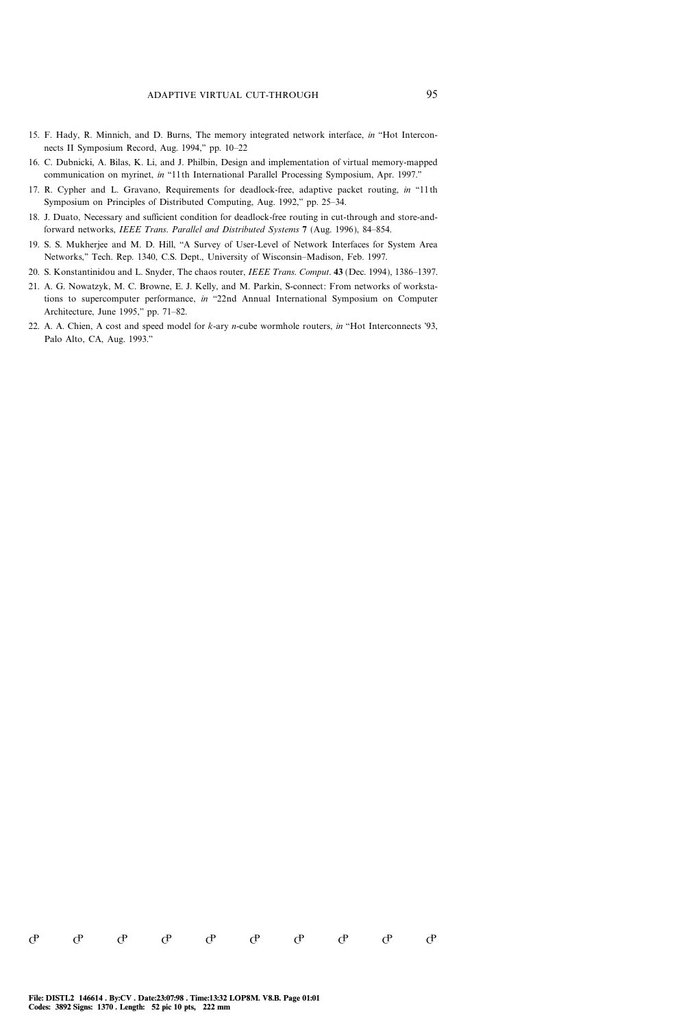15. F. Hady, R. Minnich, and D. Burns, The memory integrated network interface, *in* "Hot Interconnects II Symposium Record, Aug. 1994," pp. 10–22

16. C. Dubnicki, A. Bilas, K. Li, and J. Philbin, Design and implementation of virtual memory-mapped communication on myrinet, *in* "11th International Parallel Processing Symposium, Apr. 1997."

17. R. Cypher and L. Gravano, Requirements for deadlock-free, adaptive packet routing, *in* "11th Symposium on Principles of Distributed Computing, Aug. 1992," pp. 25–34.

18. J. Duato, Necessary and sufficient condition for deadlock-free routing in cut-through and store-and-forward networks, *IEEE Trans. Parallel and Distributed Systems* **7** (Aug. 1996), 84–854.

19. S. S. Mukherjee and M. D. Hill, "A Survey of User-Level of Network Interfaces for System Area Networks," Tech. Rep. 1340, C.S. Dept., University of Wisconsin–Madison, Feb. 1997.

20. S. Konstantinidou and L. Snyder, The chaos router, *IEEE Trans. Comput.* **43** (Dec. 1994), 1386–1397.

21. A. G. Nowatzyk, M. C. Browne, E. J. Kelly, and M. Parkin, S-connect: From networks of workstations to supercomputer performance, *in* "22nd Annual International Symposium on Computer Architecture, June 1995," pp. 71–82.

22. A. A. Chien, A cost and speed model for *k*-ary *n*-cube wormhole routers, *in* "Hot Interconnects '93, Palo Alto, CA, Aug. 1993."